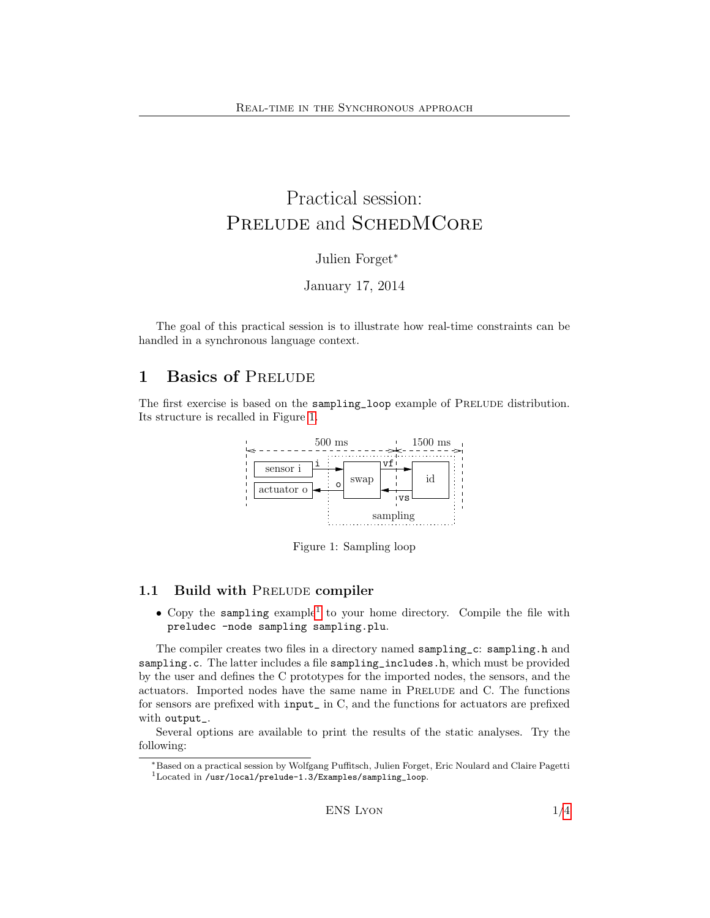# Practical session: PRELUDE and SCHEDMCORE

Julien Forget*

January 17, 2014

The goal of this practical session is to illustrate how real-time constraints can be handled in a synchronous language context.

## 1 Basics of PRELUDE

The first exercise is based on the `sampling_loop` example of PRELUDE distribution. Its structure is recalled in Figure 1.

Figure 1: Sampling loop

### 1.1 Build with PRELUDE compiler

- Copy the `sampling` example[1] to your home directory. Compile the file with `preludec -node sampling sampling.plu`.

The compiler creates two files in a directory named `sampling_c`: `sampling.h` and `sampling.c`. The latter includes a file `sampling_includes.h`, which must be provided by the user and defines the C prototypes for the imported nodes, the sensors, and the actuators. Imported nodes have the same name in PRELUDE and C. The functions for sensors are prefixed with `input_` in C, and the functions for actuators are prefixed with `output_`.

Several options are available to print the results of the static analyses. Try the following:

---

*Based on a practical session by Wolfgang Puffitsch, Julien Forget, Eric Noulard and Claire Pagetti

[1] Located in `/usr/local/prelude-1.3/Examples/sampling_loop`.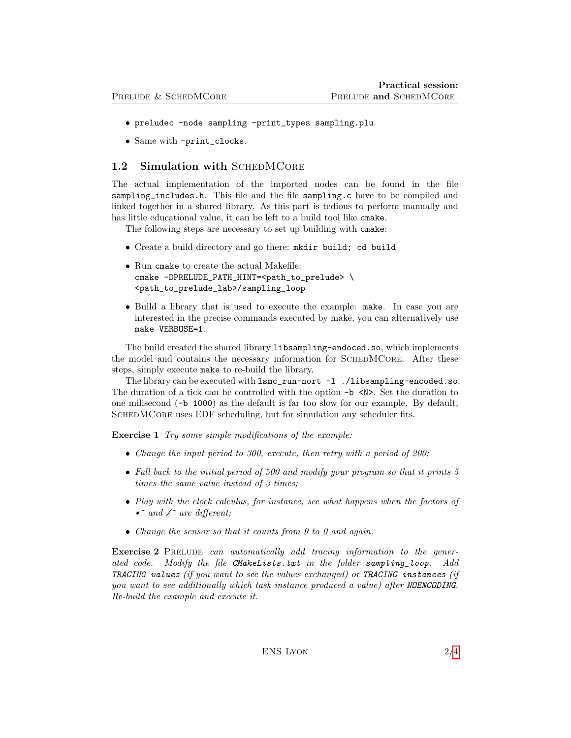- `preludec -node sampling -print_types sampling.plu`.
- Same with `-print_clocks`.

## 1.2 Simulation with SchedMCore

The actual implementation of the imported nodes can be found in the file `sampling_includes.h`. This file and the file `sampling.c` have to be compiled and linked together in a shared library. As this part is tedious to perform manually and has little educational value, it can be left to a build tool like `cmake`.

The following steps are necessary to set up building with `cmake`:

- Create a build directory and go there: `mkdir build; cd build`
- Run `cmake` to create the actual Makefile:
  `cmake -DPRELUDE_PATH_HINT=<path_to_prelude> \`
  `<path_to_prelude_lab>/sampling_loop`
- Build a library that is used to execute the example: `make`. In case you are interested in the precise commands executed by make, you can alternatively use `make VERBOSE=1`.

The build created the shared library `libsampling-endoced.so`, which implements the model and contains the necessary information for SchedMCore. After these steps, simply execute `make` to re-build the library.

The library can be executed with `lsmc_run-nort -l ./libsampling-encoded.so`. The duration of a tick can be controlled with the option `-b <N>`. Set the duration to one milisecond (`-b 1000`) as the default is far too slow for our example. By default, SchedMCore uses EDF scheduling, but for simulation any scheduler fits.

**Exercise 1** *Try some simple modifications of the example:*

- *Change the input period to 300, execute, then retry with a period of 200;*
- *Fall back to the initial period of 500 and modify your program so that it prints 5 times the same value instead of 3 times;*
- *Play with the clock calculus, for instance, see what happens when the factors of* `*^` *and* `/^` *are different;*
- *Change the sensor so that it counts from 9 to 0 and again.*

**Exercise 2** Prelude *can automatically add tracing information to the generated code. Modify the file* `CMakeLists.txt` *in the folder* `sampling_loop`*. Add* `TRACING values` *(if you want to see the values exchanged) or* `TRACING instances` *(if you want to see additionally which task instance produced a value) after* `NOENCODING`*. Re-build the example and execute it.*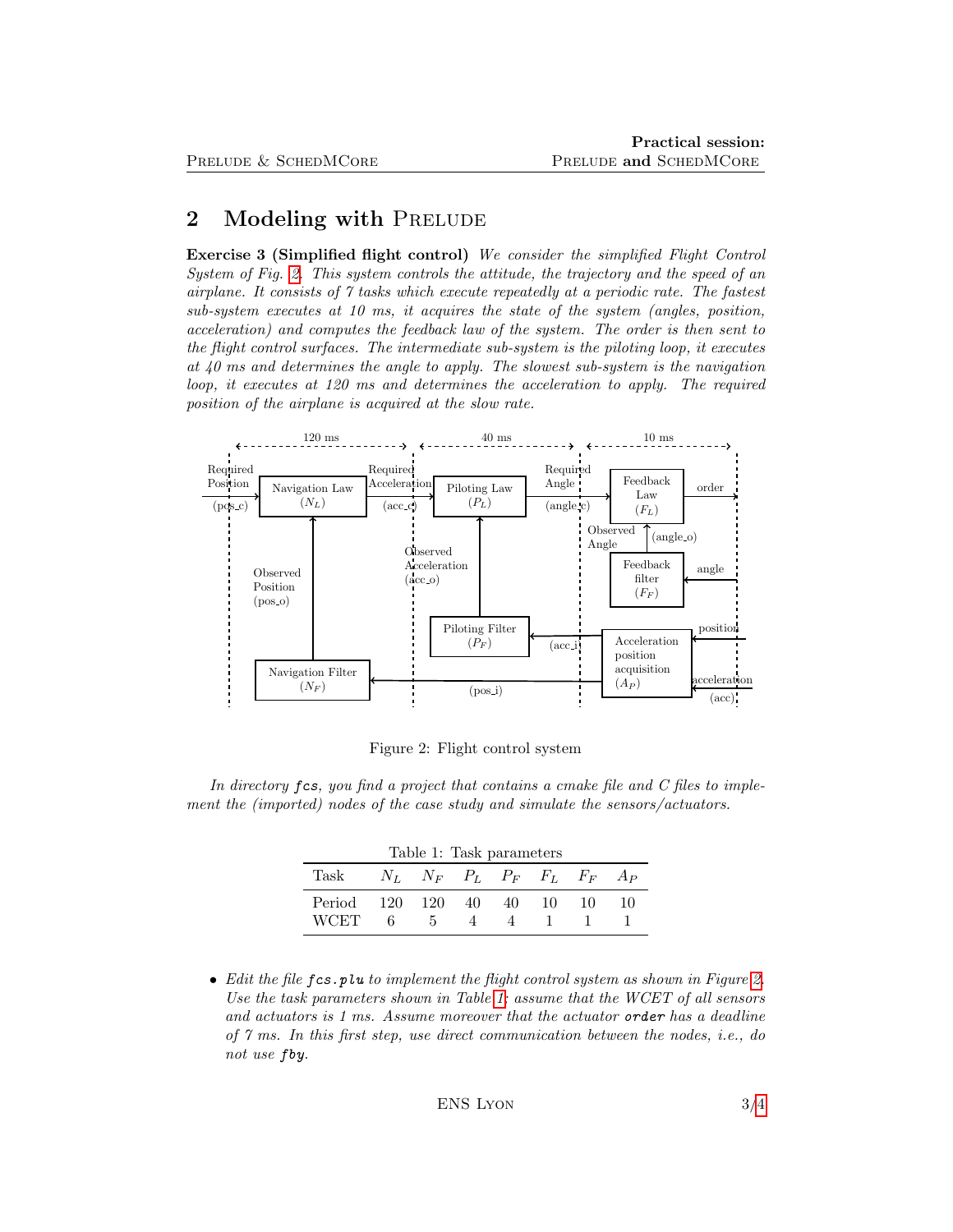## 2 Modeling with PRELUDE

**Exercise 3 (Simplified flight control)** *We consider the simplified Flight Control System of Fig. 2. This system controls the attitude, the trajectory and the speed of an airplane. It consists of 7 tasks which execute repeatedly at a periodic rate. The fastest sub-system executes at 10 ms, it acquires the state of the system (angles, position, acceleration) and computes the feedback law of the system. The order is then sent to the flight control surfaces. The intermediate sub-system is the piloting loop, it executes at 40 ms and determines the angle to apply. The slowest sub-system is the navigation loop, it executes at 120 ms and determines the acceleration to apply. The required position of the airplane is acquired at the slow rate.*

Figure 2: Flight control system

*In directory `fcs`, you find a project that contains a cmake file and C files to implement the (imported) nodes of the case study and simulate the sensors/actuators.*

Table 1: Task parameters

| Task | $N_L$ | $N_F$ | $P_L$ | $P_F$ | $F_L$ | $F_F$ | $A_P$ |
|---|---|---|---|---|---|---|---|
| Period | 120 | 120 | 40 | 40 | 10 | 10 | 10 |
| WCET | 6 | 5 | 4 | 4 | 1 | 1 | 1 |

- *Edit the file `fcs.plu` to implement the flight control system as shown in Figure 2. Use the task parameters shown in Table 1; assume that the WCET of all sensors and actuators is 1 ms. Assume moreover that the actuator `order` has a deadline of 7 ms. In this first step, use direct communication between the nodes, i.e., do not use `fby`.*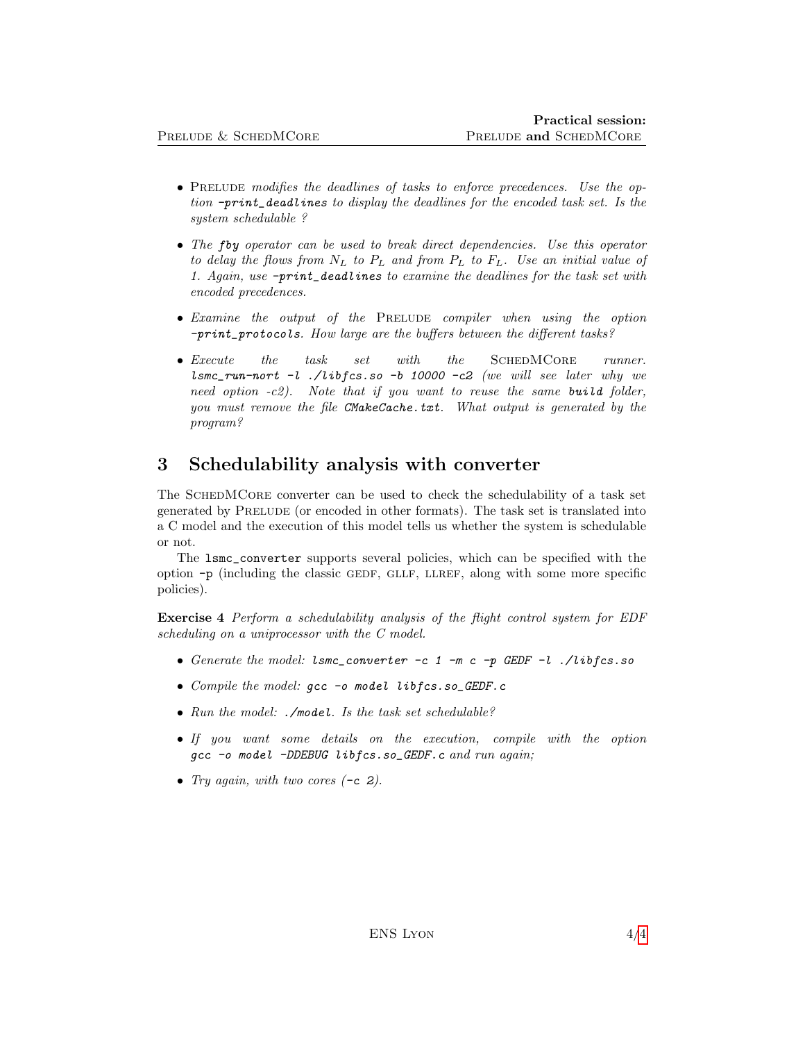- *Prelude modifies the deadlines of tasks to enforce precedences. Use the option `-print_deadlines` to display the deadlines for the encoded task set. Is the system schedulable ?*

- *The `fby` operator can be used to break direct dependencies. Use this operator to delay the flows from $N_L$ to $P_L$ and from $P_L$ to $F_L$. Use an initial value of 1. Again, use `-print_deadlines` to examine the deadlines for the task set with encoded precedences.*

- *Examine the output of the Prelude compiler when using the option `-print_protocols`. How large are the buffers between the different tasks?*

- *Execute the task set with the SchedMCore runner. `lsmc_run-nort -l ./libfcs.so -b 10000 -c2` (we will see later why we need option -c2). Note that if you want to reuse the same `build` folder, you must remove the file `CMakeCache.txt`. What output is generated by the program?*

## 3 Schedulability analysis with converter

The SchedMCore converter can be used to check the schedulability of a task set generated by Prelude (or encoded in other formats). The task set is translated into a C model and the execution of this model tells us whether the system is schedulable or not.

The `lsmc_converter` supports several policies, which can be specified with the option `-p` (including the classic GEDF, GLLF, LLREF, along with some more specific policies).

**Exercise 4** *Perform a schedulability analysis of the flight control system for EDF scheduling on a uniprocessor with the C model.*

- *Generate the model: `lsmc_converter -c 1 -m c -p GEDF -l ./libfcs.so`*

- *Compile the model: `gcc -o model libfcs.so_GEDF.c`*

- *Run the model: `./model`. Is the task set schedulable?*

- *If you want some details on the execution, compile with the option `gcc -o model -DDEBUG libfcs.so_GEDF.c` and run again;*

- *Try again, with two cores (`-c 2`).*